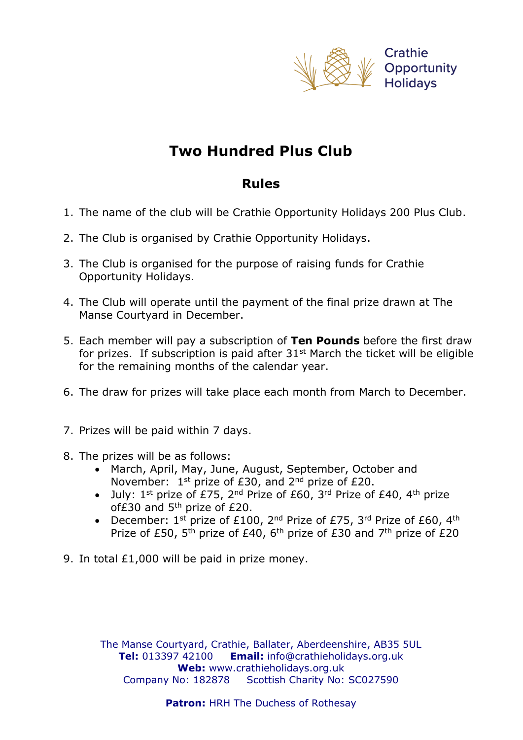Crathie Opportunity Holidays

# Two Hundred Plus Club

## Rules

1. The name of the club will be Crathie Opportunity Holidays 200 Plus Club.
2. The Club is organised by Crathie Opportunity Holidays.
3. The Club is organised for the purpose of raising funds for Crathie Opportunity Holidays.
4. The Club will operate until the payment of the final prize drawn at The Manse Courtyard in December.
5. Each member will pay a subscription of **Ten Pounds** before the first draw for prizes. If subscription is paid after 31st March the ticket will be eligible for the remaining months of the calendar year.
6. The draw for prizes will take place each month from March to December.
7. Prizes will be paid within 7 days.
8. The prizes will be as follows:
   - March, April, May, June, August, September, October and November: 1st prize of £30, and 2nd prize of £20.
   - July: 1st prize of £75, 2nd Prize of £60, 3rd Prize of £40, 4th prize of£30 and 5th prize of £20.
   - December: 1st prize of £100, 2nd Prize of £75, 3rd Prize of £60, 4th Prize of £50, 5th prize of £40, 6th prize of £30 and 7th prize of £20
9. In total £1,000 will be paid in prize money.

The Manse Courtyard, Crathie, Ballater, Aberdeenshire, AB35 5UL
**Tel:** 013397 42100 **Email:** info@crathieholidays.org.uk
**Web:** www.crathieholidays.org.uk
Company No: 182878 Scottish Charity No: SC027590

**Patron:** HRH The Duchess of Rothesay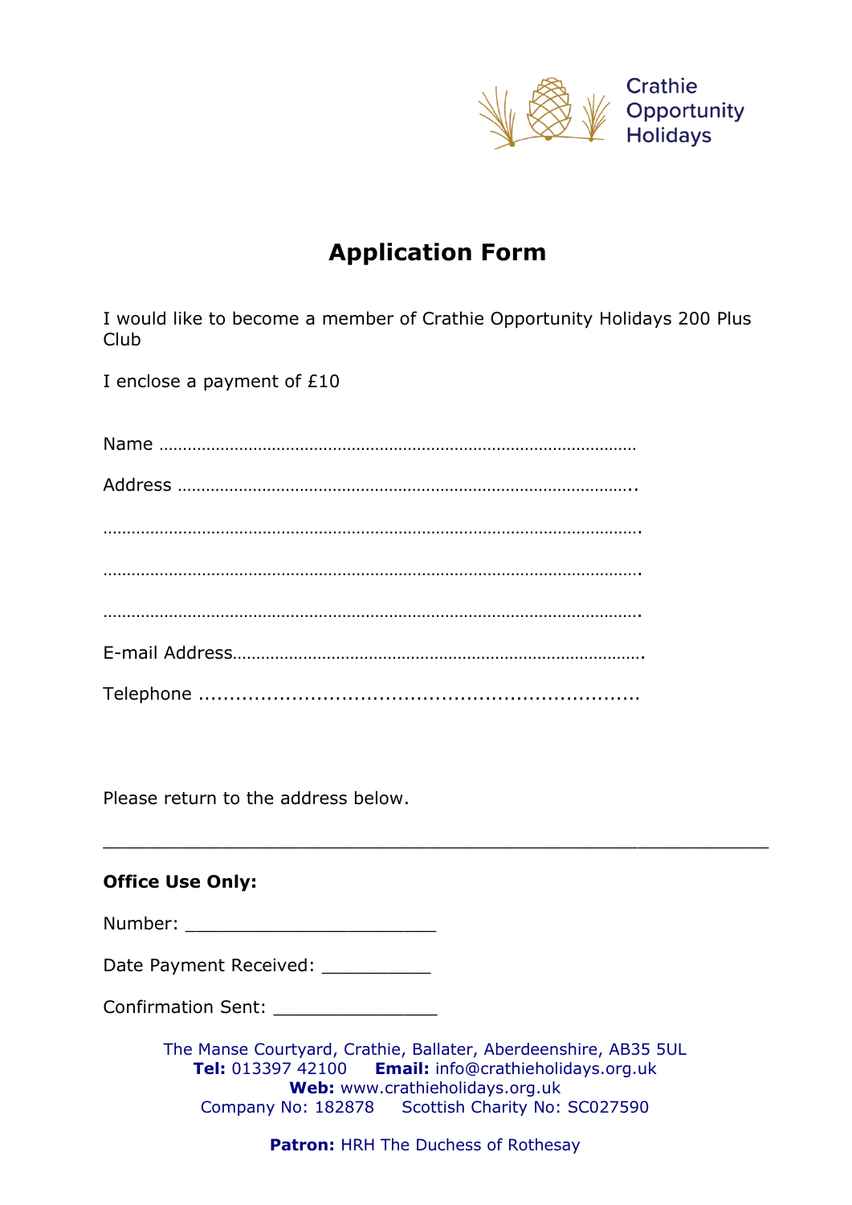Crathie Opportunity Holidays

# Application Form

I would like to become a member of Crathie Opportunity Holidays 200 Plus Club

I enclose a payment of £10

Name ………………………………………………………………………………………

Address …………………………………………………………………………………..

…………………………………………………………………………………………………….

…………………………………………………………………………………………………….

…………………………………………………………………………………………………….

E-mail Address…………………………………………………………………………….

Telephone ......................................................................

Please return to the address below.

---

**Office Use Only:**

Number: _______________________

Date Payment Received: __________

Confirmation Sent: _______________

The Manse Courtyard, Crathie, Ballater, Aberdeenshire, AB35 5UL
**Tel:** 013397 42100 **Email:** info@crathieholidays.org.uk
**Web:** www.crathieholidays.org.uk
Company No: 182878 Scottish Charity No: SC027590

**Patron:** HRH The Duchess of Rothesay